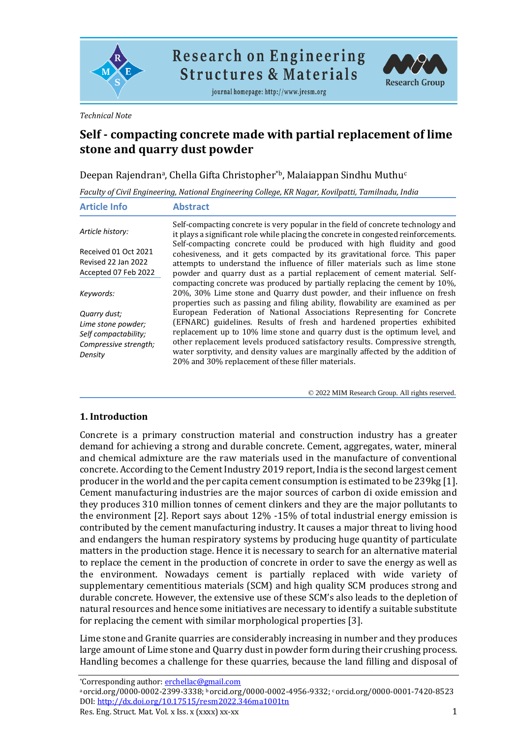Technical Note

# Self - compacting concrete made with partial replacement of lime stone and quarry dust powder

Deepan Rajendran[a], Chella Gifta Christopher[*b], Malaiappan Sindhu Muthu[c]

*Faculty of Civil Engineering, National Engineering College, KR Nagar, Kovilpatti, Tamilnadu, India*

| Article Info | Abstract |
|---|---|
| *Article history:*<br><br>Received 01 Oct 2021<br>Revised 22 Jan 2022<br>Accepted 07 Feb 2022<br><br>*Keywords:*<br><br>*Quarry dust;*<br>*Lime stone powder;*<br>*Self compactability;*<br>*Compressive strength;*<br>*Density* | Self-compacting concrete is very popular in the field of concrete technology and it plays a significant role while placing the concrete in congested reinforcements. Self-compacting concrete could be produced with high fluidity and good cohesiveness, and it gets compacted by its gravitational force. This paper attempts to understand the influence of filler materials such as lime stone powder and quarry dust as a partial replacement of cement material. Self-compacting concrete was produced by partially replacing the cement by 10%, 20%, 30% Lime stone and Quarry dust powder, and their influence on fresh properties such as passing and filing ability, flowability are examined as per European Federation of National Associations Representing for Concrete (EFNARC) guidelines. Results of fresh and hardened properties exhibited replacement up to 10% lime stone and quarry dust is the optimum level, and other replacement levels produced satisfactory results. Compressive strength, water sorptivity, and density values are marginally affected by the addition of 20% and 30% replacement of these filler materials. |

© 2022 MIM Research Group. All rights reserved.

## 1. Introduction

Concrete is a primary construction material and construction industry has a greater demand for achieving a strong and durable concrete. Cement, aggregates, water, mineral and chemical admixture are the raw materials used in the manufacture of conventional concrete. According to the Cement Industry 2019 report, India is the second largest cement producer in the world and the per capita cement consumption is estimated to be 239kg [1]. Cement manufacturing industries are the major sources of carbon di oxide emission and they produces 310 million tonnes of cement clinkers and they are the major pollutants to the environment [2]. Report says about 12% -15% of total industrial energy emission is contributed by the cement manufacturing industry. It causes a major threat to living hood and endangers the human respiratory systems by producing huge quantity of particulate matters in the production stage. Hence it is necessary to search for an alternative material to replace the cement in the production of concrete in order to save the energy as well as the environment. Nowadays cement is partially replaced with wide variety of supplementary cementitious materials (SCM) and high quality SCM produces strong and durable concrete. However, the extensive use of these SCM's also leads to the depletion of natural resources and hence some initiatives are necessary to identify a suitable substitute for replacing the cement with similar morphological properties [3].

Lime stone and Granite quarries are considerably increasing in number and they produces large amount of Lime stone and Quarry dust in powder form during their crushing process. Handling becomes a challenge for these quarries, because the land filling and disposal of

*Corresponding author: erchellac@gmail.com
[a] orcid.org/0000-0002-2399-3338; [b] orcid.org/0000-0002-4956-9332; [c] orcid.org/0000-0001-7420-8523
DOI: http://dx.doi.org/10.17515/resm2022.346ma1001tn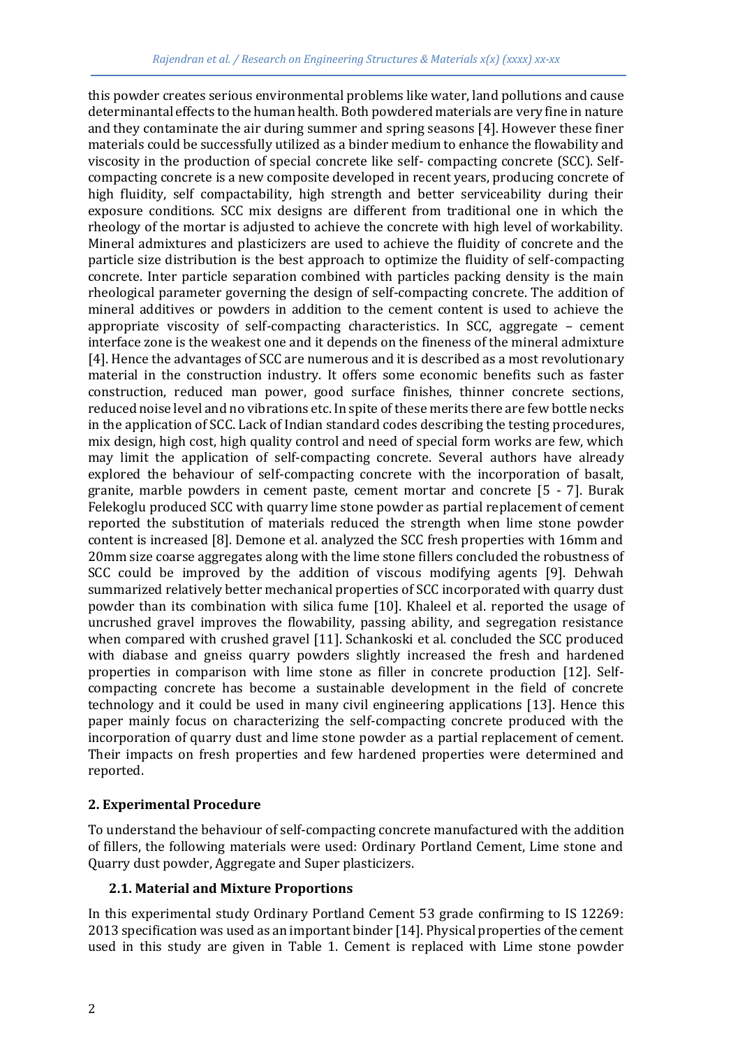this powder creates serious environmental problems like water, land pollutions and cause determinantal effects to the human health. Both powdered materials are very fine in nature and they contaminate the air during summer and spring seasons [4]. However these finer materials could be successfully utilized as a binder medium to enhance the flowability and viscosity in the production of special concrete like self- compacting concrete (SCC). Self-compacting concrete is a new composite developed in recent years, producing concrete of high fluidity, self compactability, high strength and better serviceability during their exposure conditions. SCC mix designs are different from traditional one in which the rheology of the mortar is adjusted to achieve the concrete with high level of workability. Mineral admixtures and plasticizers are used to achieve the fluidity of concrete and the particle size distribution is the best approach to optimize the fluidity of self-compacting concrete. Inter particle separation combined with particles packing density is the main rheological parameter governing the design of self-compacting concrete. The addition of mineral additives or powders in addition to the cement content is used to achieve the appropriate viscosity of self-compacting characteristics. In SCC, aggregate – cement interface zone is the weakest one and it depends on the fineness of the mineral admixture [4]. Hence the advantages of SCC are numerous and it is described as a most revolutionary material in the construction industry. It offers some economic benefits such as faster construction, reduced man power, good surface finishes, thinner concrete sections, reduced noise level and no vibrations etc. In spite of these merits there are few bottle necks in the application of SCC. Lack of Indian standard codes describing the testing procedures, mix design, high cost, high quality control and need of special form works are few, which may limit the application of self-compacting concrete. Several authors have already explored the behaviour of self-compacting concrete with the incorporation of basalt, granite, marble powders in cement paste, cement mortar and concrete [5 - 7]. Burak Felekoglu produced SCC with quarry lime stone powder as partial replacement of cement reported the substitution of materials reduced the strength when lime stone powder content is increased [8]. Demone et al. analyzed the SCC fresh properties with 16mm and 20mm size coarse aggregates along with the lime stone fillers concluded the robustness of SCC could be improved by the addition of viscous modifying agents [9]. Dehwah summarized relatively better mechanical properties of SCC incorporated with quarry dust powder than its combination with silica fume [10]. Khaleel et al. reported the usage of uncrushed gravel improves the flowability, passing ability, and segregation resistance when compared with crushed gravel [11]. Schankoski et al. concluded the SCC produced with diabase and gneiss quarry powders slightly increased the fresh and hardened properties in comparison with lime stone as filler in concrete production [12]. Self-compacting concrete has become a sustainable development in the field of concrete technology and it could be used in many civil engineering applications [13]. Hence this paper mainly focus on characterizing the self-compacting concrete produced with the incorporation of quarry dust and lime stone powder as a partial replacement of cement. Their impacts on fresh properties and few hardened properties were determined and reported.

## 2. Experimental Procedure

To understand the behaviour of self-compacting concrete manufactured with the addition of fillers, the following materials were used: Ordinary Portland Cement, Lime stone and Quarry dust powder, Aggregate and Super plasticizers.

### 2.1. Material and Mixture Proportions

In this experimental study Ordinary Portland Cement 53 grade confirming to IS 12269: 2013 specification was used as an important binder [14]. Physical properties of the cement used in this study are given in Table 1. Cement is replaced with Lime stone powder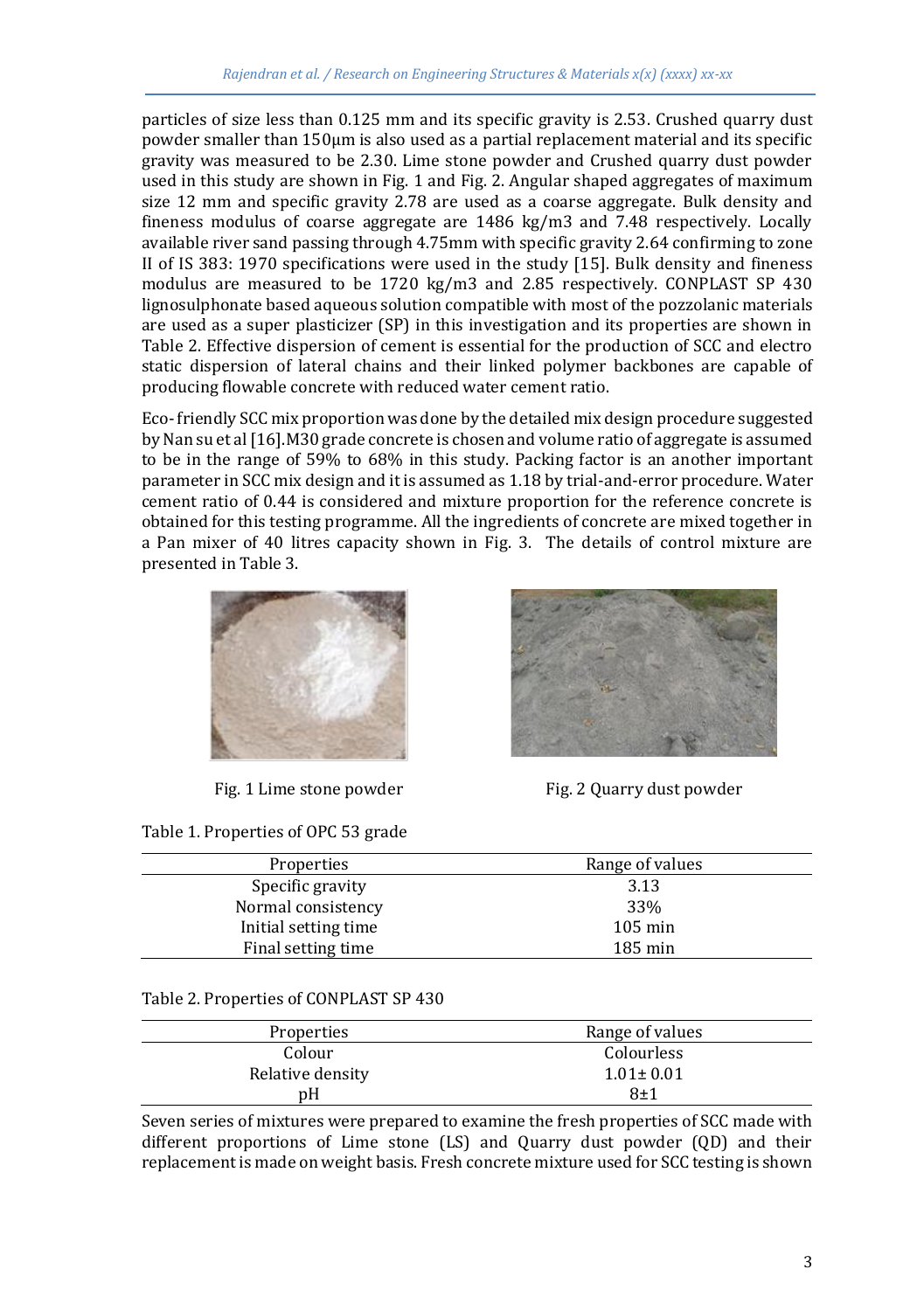particles of size less than 0.125 mm and its specific gravity is 2.53. Crushed quarry dust powder smaller than 150μm is also used as a partial replacement material and its specific gravity was measured to be 2.30. Lime stone powder and Crushed quarry dust powder used in this study are shown in Fig. 1 and Fig. 2. Angular shaped aggregates of maximum size 12 mm and specific gravity 2.78 are used as a coarse aggregate. Bulk density and fineness modulus of coarse aggregate are 1486 kg/m3 and 7.48 respectively. Locally available river sand passing through 4.75mm with specific gravity 2.64 confirming to zone II of IS 383: 1970 specifications were used in the study [15]. Bulk density and fineness modulus are measured to be 1720 kg/m3 and 2.85 respectively. CONPLAST SP 430 lignosulphonate based aqueous solution compatible with most of the pozzolanic materials are used as a super plasticizer (SP) in this investigation and its properties are shown in Table 2. Effective dispersion of cement is essential for the production of SCC and electro static dispersion of lateral chains and their linked polymer backbones are capable of producing flowable concrete with reduced water cement ratio.

Eco-friendly SCC mix proportion was done by the detailed mix design procedure suggested by Nan su et al [16].M30 grade concrete is chosen and volume ratio of aggregate is assumed to be in the range of 59% to 68% in this study. Packing factor is an another important parameter in SCC mix design and it is assumed as 1.18 by trial-and-error procedure. Water cement ratio of 0.44 is considered and mixture proportion for the reference concrete is obtained for this testing programme. All the ingredients of concrete are mixed together in a Pan mixer of 40 litres capacity shown in Fig. 3. The details of control mixture are presented in Table 3.

Fig. 1 Lime stone powder

Fig. 2 Quarry dust powder

Table 1. Properties of OPC 53 grade

| Properties | Range of values |
|---|---|
| Specific gravity | 3.13 |
| Normal consistency | 33% |
| Initial setting time | 105 min |
| Final setting time | 185 min |

Table 2. Properties of CONPLAST SP 430

| Properties | Range of values |
|---|---|
| Colour | Colourless |
| Relative density | 1.01± 0.01 |
| pH | 8±1 |

Seven series of mixtures were prepared to examine the fresh properties of SCC made with different proportions of Lime stone (LS) and Quarry dust powder (QD) and their replacement is made on weight basis. Fresh concrete mixture used for SCC testing is shown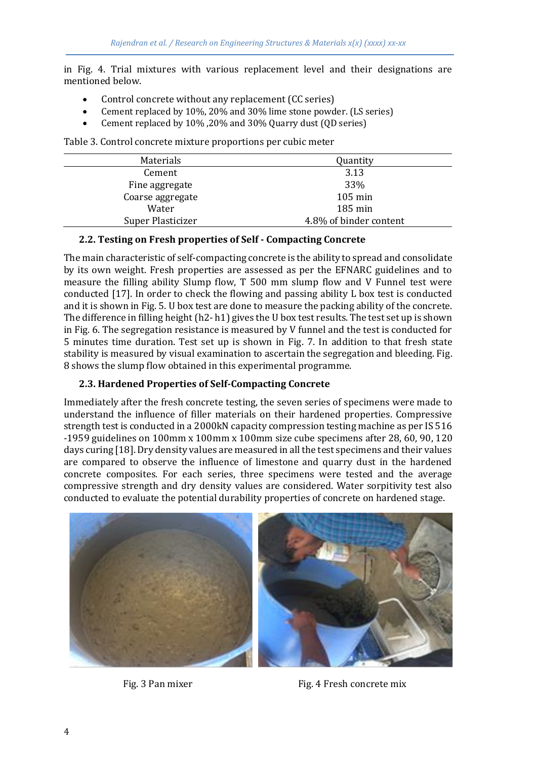in Fig. 4. Trial mixtures with various replacement level and their designations are mentioned below.

- Control concrete without any replacement (CC series)
- Cement replaced by 10%, 20% and 30% lime stone powder. (LS series)
- Cement replaced by 10% ,20% and 30% Quarry dust (QD series)

Table 3. Control concrete mixture proportions per cubic meter

| Materials | Quantity |
|---|---|
| Cement | 3.13 |
| Fine aggregate | 33% |
| Coarse aggregate | 105 min |
| Water | 185 min |
| Super Plasticizer | 4.8% of binder content |

### 2.2. Testing on Fresh properties of Self - Compacting Concrete

The main characteristic of self-compacting concrete is the ability to spread and consolidate by its own weight. Fresh properties are assessed as per the EFNARC guidelines and to measure the filling ability Slump flow, T 500 mm slump flow and V Funnel test were conducted [17]. In order to check the flowing and passing ability L box test is conducted and it is shown in Fig. 5. U box test are done to measure the packing ability of the concrete. The difference in filling height (h2- h1) gives the U box test results. The test set up is shown in Fig. 6. The segregation resistance is measured by V funnel and the test is conducted for 5 minutes time duration. Test set up is shown in Fig. 7. In addition to that fresh state stability is measured by visual examination to ascertain the segregation and bleeding. Fig. 8 shows the slump flow obtained in this experimental programme.

### 2.3. Hardened Properties of Self-Compacting Concrete

Immediately after the fresh concrete testing, the seven series of specimens were made to understand the influence of filler materials on their hardened properties. Compressive strength test is conducted in a 2000kN capacity compression testing machine as per IS 516 -1959 guidelines on 100mm x 100mm x 100mm size cube specimens after 28, 60, 90, 120 days curing [18]. Dry density values are measured in all the test specimens and their values are compared to observe the influence of limestone and quarry dust in the hardened concrete composites. For each series, three specimens were tested and the average compressive strength and dry density values are considered. Water sorpitivity test also conducted to evaluate the potential durability properties of concrete on hardened stage.

Fig. 3 Pan mixer

Fig. 4 Fresh concrete mix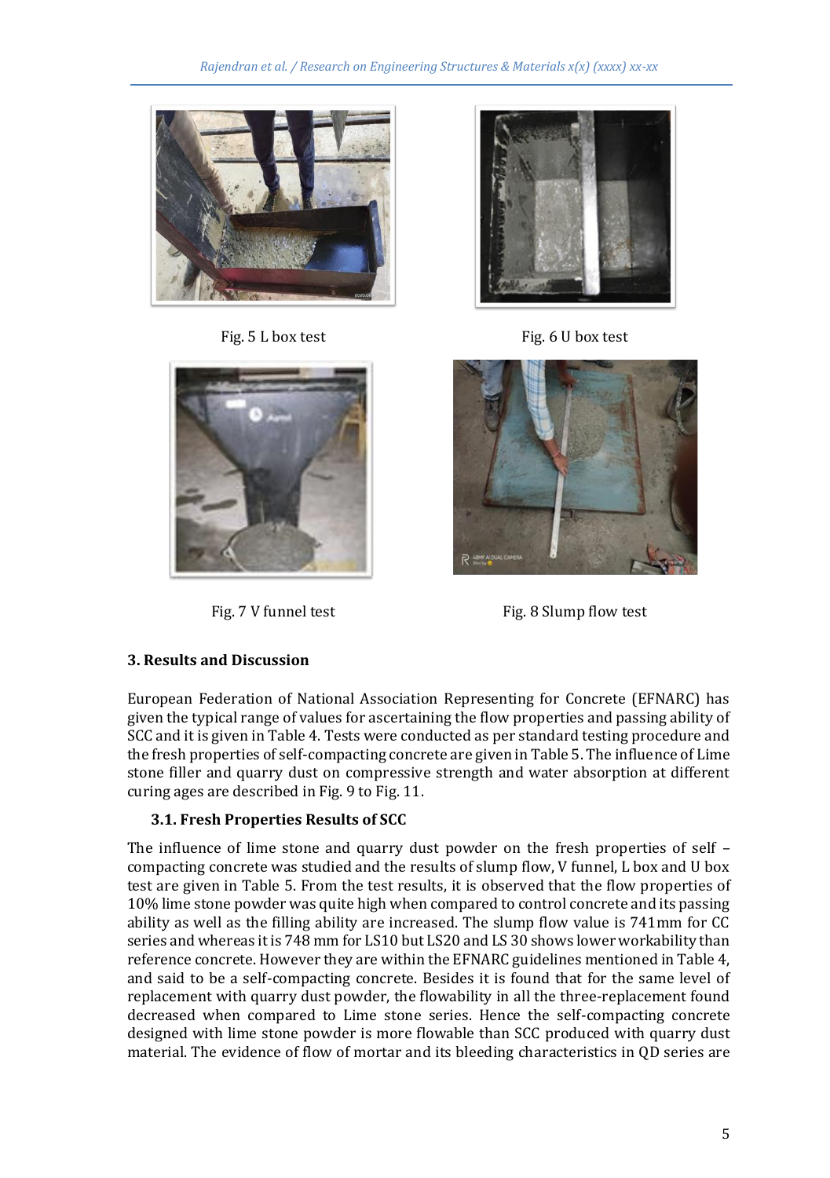Fig. 5 L box test

Fig. 6 U box test

Fig. 7 V funnel test

Fig. 8 Slump flow test

## 3. Results and Discussion

European Federation of National Association Representing for Concrete (EFNARC) has given the typical range of values for ascertaining the flow properties and passing ability of SCC and it is given in Table 4. Tests were conducted as per standard testing procedure and the fresh properties of self-compacting concrete are given in Table 5. The influence of Lime stone filler and quarry dust on compressive strength and water absorption at different curing ages are described in Fig. 9 to Fig. 11.

### 3.1. Fresh Properties Results of SCC

The influence of lime stone and quarry dust powder on the fresh properties of self – compacting concrete was studied and the results of slump flow, V funnel, L box and U box test are given in Table 5. From the test results, it is observed that the flow properties of 10% lime stone powder was quite high when compared to control concrete and its passing ability as well as the filling ability are increased. The slump flow value is 741mm for CC series and whereas it is 748 mm for LS10 but LS20 and LS 30 shows lower workability than reference concrete. However they are within the EFNARC guidelines mentioned in Table 4, and said to be a self-compacting concrete. Besides it is found that for the same level of replacement with quarry dust powder, the flowability in all the three-replacement found decreased when compared to Lime stone series. Hence the self-compacting concrete designed with lime stone powder is more flowable than SCC produced with quarry dust material. The evidence of flow of mortar and its bleeding characteristics in QD series are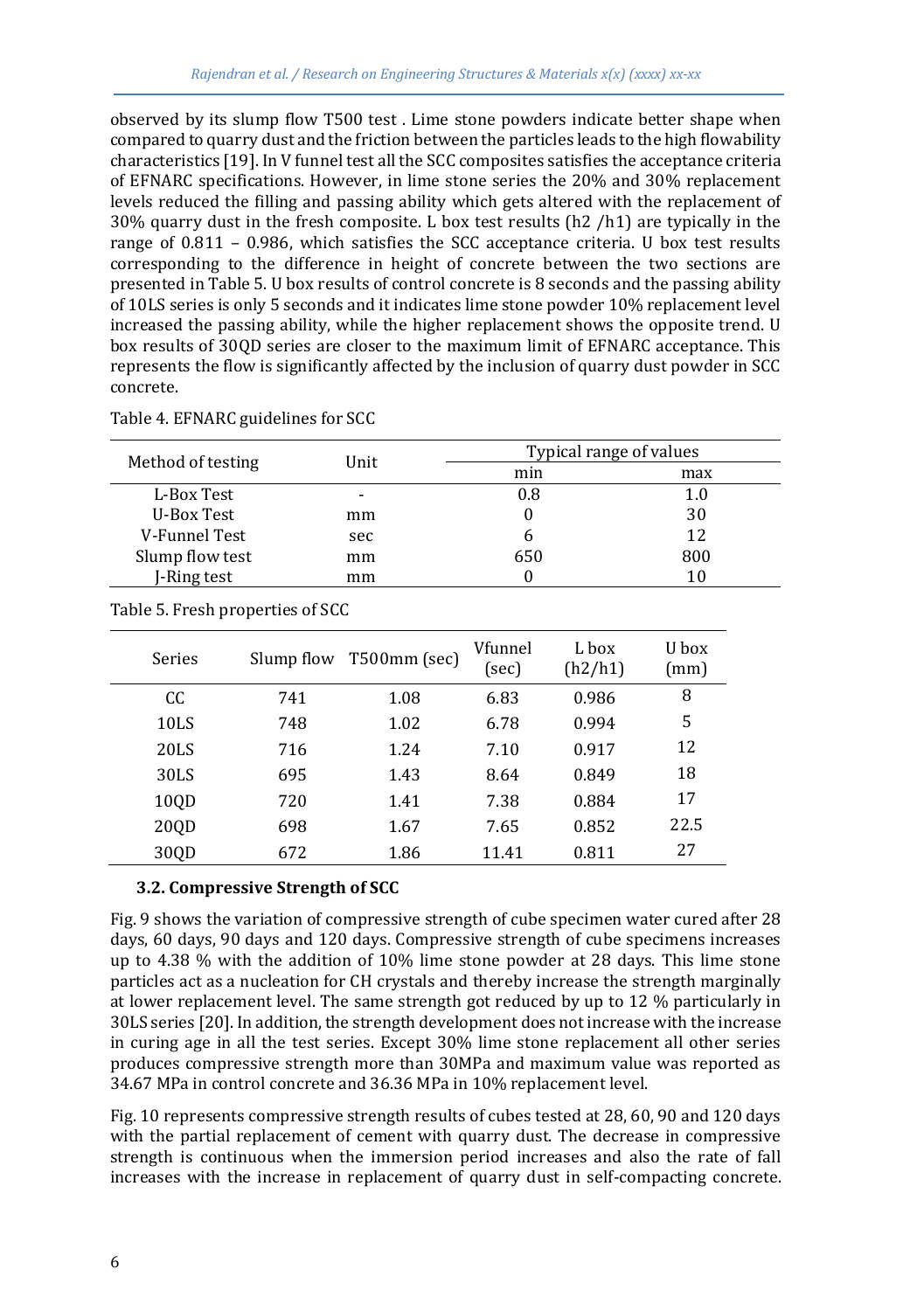observed by its slump flow T500 test . Lime stone powders indicate better shape when compared to quarry dust and the friction between the particles leads to the high flowability characteristics [19]. In V funnel test all the SCC composites satisfies the acceptance criteria of EFNARC specifications. However, in lime stone series the 20% and 30% replacement levels reduced the filling and passing ability which gets altered with the replacement of 30% quarry dust in the fresh composite. L box test results (h2 /h1) are typically in the range of 0.811 – 0.986, which satisfies the SCC acceptance criteria. U box test results corresponding to the difference in height of concrete between the two sections are presented in Table 5. U box results of control concrete is 8 seconds and the passing ability of 10LS series is only 5 seconds and it indicates lime stone powder 10% replacement level increased the passing ability, while the higher replacement shows the opposite trend. U box results of 30QD series are closer to the maximum limit of EFNARC acceptance. This represents the flow is significantly affected by the inclusion of quarry dust powder in SCC concrete.

Table 4. EFNARC guidelines for SCC

| Method of testing | Unit | Typical range of values | |
|---|---|---|---|
| | | min | max |
| L-Box Test | - | 0.8 | 1.0 |
| U-Box Test | mm | 0 | 30 |
| V-Funnel Test | sec | 6 | 12 |
| Slump flow test | mm | 650 | 800 |
| J-Ring test | mm | 0 | 10 |

Table 5. Fresh properties of SCC

| Series | Slump flow | T500mm (sec) | Vfunnel (sec) | L box (h2/h1) | U box (mm) |
|---|---|---|---|---|---|
| CC | 741 | 1.08 | 6.83 | 0.986 | 8 |
| 10LS | 748 | 1.02 | 6.78 | 0.994 | 5 |
| 20LS | 716 | 1.24 | 7.10 | 0.917 | 12 |
| 30LS | 695 | 1.43 | 8.64 | 0.849 | 18 |
| 10QD | 720 | 1.41 | 7.38 | 0.884 | 17 |
| 20QD | 698 | 1.67 | 7.65 | 0.852 | 22.5 |
| 30QD | 672 | 1.86 | 11.41 | 0.811 | 27 |

### 3.2. Compressive Strength of SCC

Fig. 9 shows the variation of compressive strength of cube specimen water cured after 28 days, 60 days, 90 days and 120 days. Compressive strength of cube specimens increases up to 4.38 % with the addition of 10% lime stone powder at 28 days. This lime stone particles act as a nucleation for CH crystals and thereby increase the strength marginally at lower replacement level. The same strength got reduced by up to 12 % particularly in 30LS series [20]. In addition, the strength development does not increase with the increase in curing age in all the test series. Except 30% lime stone replacement all other series produces compressive strength more than 30MPa and maximum value was reported as 34.67 MPa in control concrete and 36.36 MPa in 10% replacement level.

Fig. 10 represents compressive strength results of cubes tested at 28, 60, 90 and 120 days with the partial replacement of cement with quarry dust. The decrease in compressive strength is continuous when the immersion period increases and also the rate of fall increases with the increase in replacement of quarry dust in self-compacting concrete.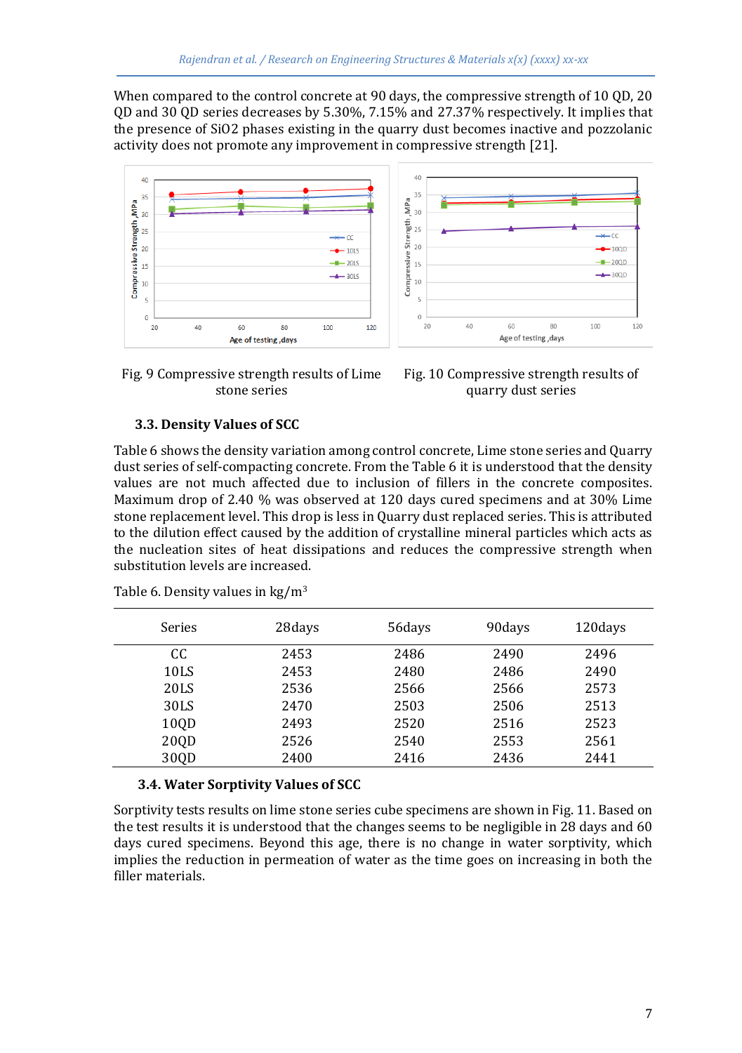When compared to the control concrete at 90 days, the compressive strength of 10 QD, 20 QD and 30 QD series decreases by 5.30%, 7.15% and 27.37% respectively. It implies that the presence of SiO2 phases existing in the quarry dust becomes inactive and pozzolanic activity does not promote any improvement in compressive strength [21].

Fig. 9 Compressive strength results of Lime stone series

Fig. 10 Compressive strength results of quarry dust series

### 3.3. Density Values of SCC

Table 6 shows the density variation among control concrete, Lime stone series and Quarry dust series of self-compacting concrete. From the Table 6 it is understood that the density values are not much affected due to inclusion of fillers in the concrete composites. Maximum drop of 2.40 % was observed at 120 days cured specimens and at 30% Lime stone replacement level. This drop is less in Quarry dust replaced series. This is attributed to the dilution effect caused by the addition of crystalline mineral particles which acts as the nucleation sites of heat dissipations and reduces the compressive strength when substitution levels are increased.

Table 6. Density values in kg/m$^3$

| Series | 28days | 56days | 90days | 120days |
|---|---|---|---|---|
| CC | 2453 | 2486 | 2490 | 2496 |
| 10LS | 2453 | 2480 | 2486 | 2490 |
| 20LS | 2536 | 2566 | 2566 | 2573 |
| 30LS | 2470 | 2503 | 2506 | 2513 |
| 10QD | 2493 | 2520 | 2516 | 2523 |
| 20QD | 2526 | 2540 | 2553 | 2561 |
| 30QD | 2400 | 2416 | 2436 | 2441 |

### 3.4. Water Sorptivity Values of SCC

Sorptivity tests results on lime stone series cube specimens are shown in Fig. 11. Based on the test results it is understood that the changes seems to be negligible in 28 days and 60 days cured specimens. Beyond this age, there is no change in water sorptivity, which implies the reduction in permeation of water as the time goes on increasing in both the filler materials.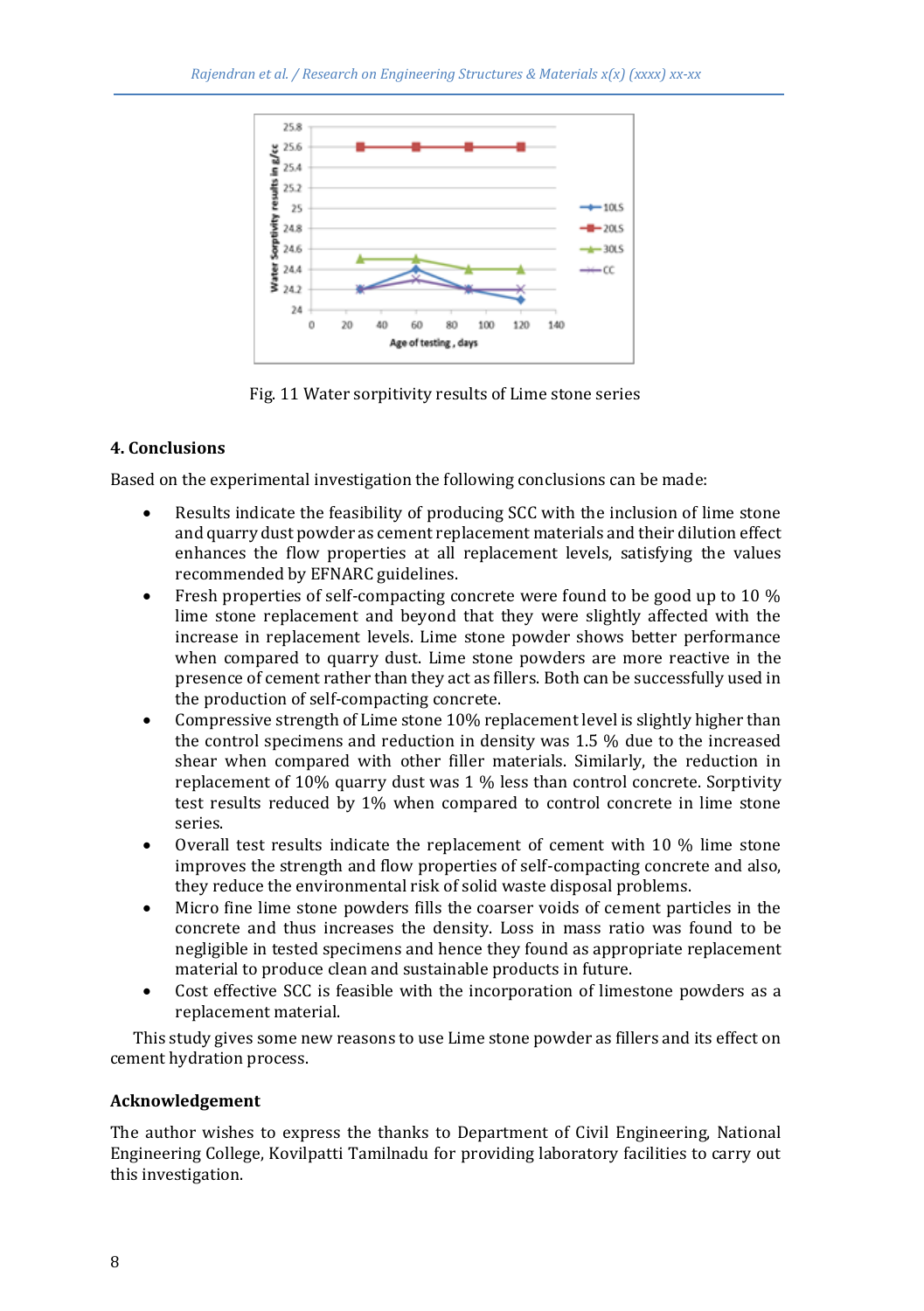Fig. 11 Water sorpitivity results of Lime stone series

## 4. Conclusions

Based on the experimental investigation the following conclusions can be made:

- Results indicate the feasibility of producing SCC with the inclusion of lime stone and quarry dust powder as cement replacement materials and their dilution effect enhances the flow properties at all replacement levels, satisfying the values recommended by EFNARC guidelines.
- Fresh properties of self-compacting concrete were found to be good up to 10 % lime stone replacement and beyond that they were slightly affected with the increase in replacement levels. Lime stone powder shows better performance when compared to quarry dust. Lime stone powders are more reactive in the presence of cement rather than they act as fillers. Both can be successfully used in the production of self-compacting concrete.
- Compressive strength of Lime stone 10% replacement level is slightly higher than the control specimens and reduction in density was 1.5 % due to the increased shear when compared with other filler materials. Similarly, the reduction in replacement of 10% quarry dust was 1 % less than control concrete. Sorptivity test results reduced by 1% when compared to control concrete in lime stone series.
- Overall test results indicate the replacement of cement with 10 % lime stone improves the strength and flow properties of self-compacting concrete and also, they reduce the environmental risk of solid waste disposal problems.
- Micro fine lime stone powders fills the coarser voids of cement particles in the concrete and thus increases the density. Loss in mass ratio was found to be negligible in tested specimens and hence they found as appropriate replacement material to produce clean and sustainable products in future.
- Cost effective SCC is feasible with the incorporation of limestone powders as a replacement material.

This study gives some new reasons to use Lime stone powder as fillers and its effect on cement hydration process.

### Acknowledgement

The author wishes to express the thanks to Department of Civil Engineering, National Engineering College, Kovilpatti Tamilnadu for providing laboratory facilities to carry out this investigation.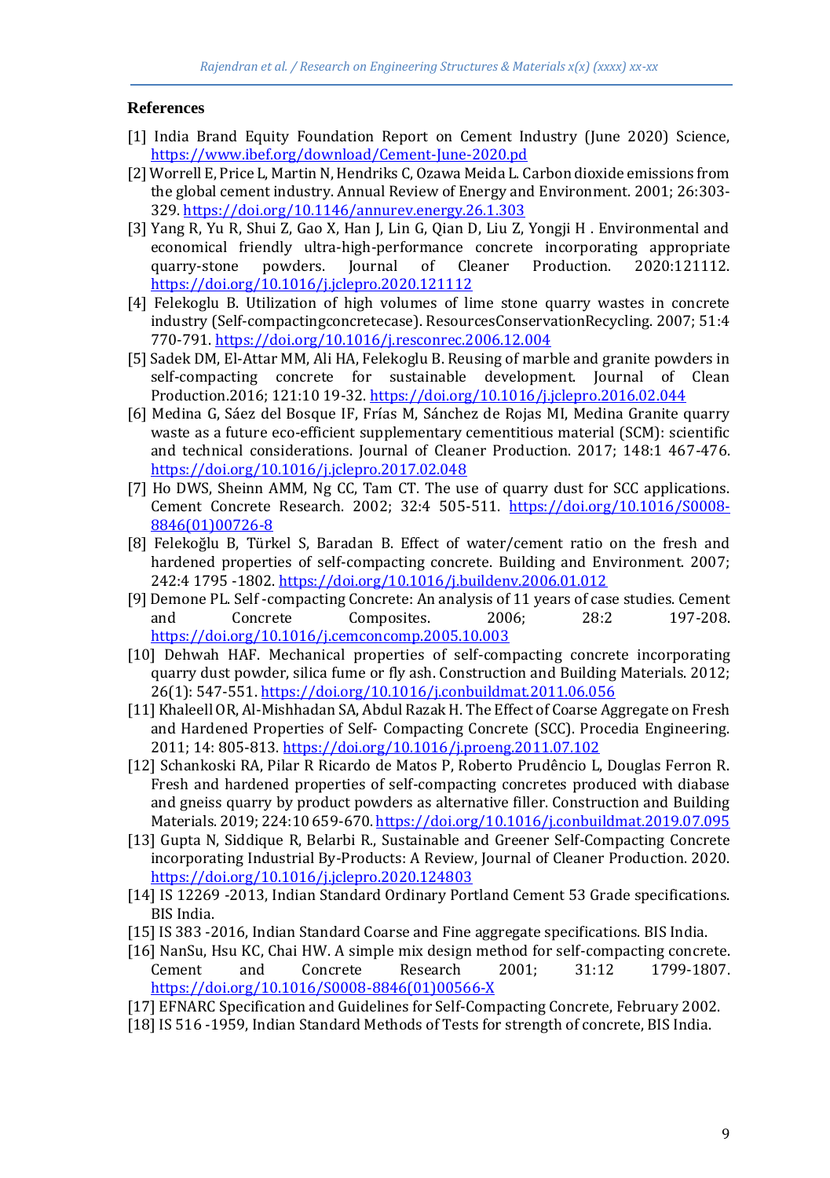## References

[1] India Brand Equity Foundation Report on Cement Industry (June 2020) Science, https://www.ibef.org/download/Cement-June-2020.pd

[2] Worrell E, Price L, Martin N, Hendriks C, Ozawa Meida L. Carbon dioxide emissions from the global cement industry. Annual Review of Energy and Environment. 2001; 26:303-329. https://doi.org/10.1146/annurev.energy.26.1.303

[3] Yang R, Yu R, Shui Z, Gao X, Han J, Lin G, Qian D, Liu Z, Yongji H . Environmental and economical friendly ultra-high-performance concrete incorporating appropriate quarry-stone powders. Journal of Cleaner Production. 2020:121112. https://doi.org/10.1016/j.jclepro.2020.121112

[4] Felekoglu B. Utilization of high volumes of lime stone quarry wastes in concrete industry (Self-compactingconcretecase). ResourcesConservationRecycling. 2007; 51:4 770-791. https://doi.org/10.1016/j.resconrec.2006.12.004

[5] Sadek DM, El-Attar MM, Ali HA, Felekoglu B. Reusing of marble and granite powders in self-compacting concrete for sustainable development. Journal of Clean Production.2016; 121:10 19-32. https://doi.org/10.1016/j.jclepro.2016.02.044

[6] Medina G, Sáez del Bosque IF, Frías M, Sánchez de Rojas MI, Medina Granite quarry waste as a future eco-efficient supplementary cementitious material (SCM): scientific and technical considerations. Journal of Cleaner Production. 2017; 148:1 467-476. https://doi.org/10.1016/j.jclepro.2017.02.048

[7] Ho DWS, Sheinn AMM, Ng CC, Tam CT. The use of quarry dust for SCC applications. Cement Concrete Research. 2002; 32:4 505-511. https://doi.org/10.1016/S0008-8846(01)00726-8

[8] Felekoğlu B, Türkel S, Baradan B. Effect of water/cement ratio on the fresh and hardened properties of self-compacting concrete. Building and Environment. 2007; 242:4 1795 -1802. https://doi.org/10.1016/j.buildenv.2006.01.012

[9] Demone PL. Self -compacting Concrete: An analysis of 11 years of case studies. Cement and Concrete Composites. 2006; 28:2 197-208. https://doi.org/10.1016/j.cemconcomp.2005.10.003

[10] Dehwah HAF. Mechanical properties of self-compacting concrete incorporating quarry dust powder, silica fume or fly ash. Construction and Building Materials. 2012; 26(1): 547-551. https://doi.org/10.1016/j.conbuildmat.2011.06.056

[11] Khaleell OR, Al-Mishhadan SA, Abdul Razak H. The Effect of Coarse Aggregate on Fresh and Hardened Properties of Self- Compacting Concrete (SCC). Procedia Engineering. 2011; 14: 805-813. https://doi.org/10.1016/j.proeng.2011.07.102

[12] Schankoski RA, Pilar R Ricardo de Matos P, Roberto Prudêncio L, Douglas Ferron R. Fresh and hardened properties of self-compacting concretes produced with diabase and gneiss quarry by product powders as alternative filler. Construction and Building Materials. 2019; 224:10 659-670. https://doi.org/10.1016/j.conbuildmat.2019.07.095

[13] Gupta N, Siddique R, Belarbi R., Sustainable and Greener Self-Compacting Concrete incorporating Industrial By-Products: A Review, Journal of Cleaner Production. 2020. https://doi.org/10.1016/j.jclepro.2020.124803

[14] IS 12269 -2013, Indian Standard Ordinary Portland Cement 53 Grade specifications. BIS India.

[15] IS 383 -2016, Indian Standard Coarse and Fine aggregate specifications. BIS India.

[16] NanSu, Hsu KC, Chai HW. A simple mix design method for self-compacting concrete. Cement and Concrete Research 2001; 31:12 1799-1807. https://doi.org/10.1016/S0008-8846(01)00566-X

[17] EFNARC Specification and Guidelines for Self-Compacting Concrete, February 2002.

[18] IS 516 -1959, Indian Standard Methods of Tests for strength of concrete, BIS India.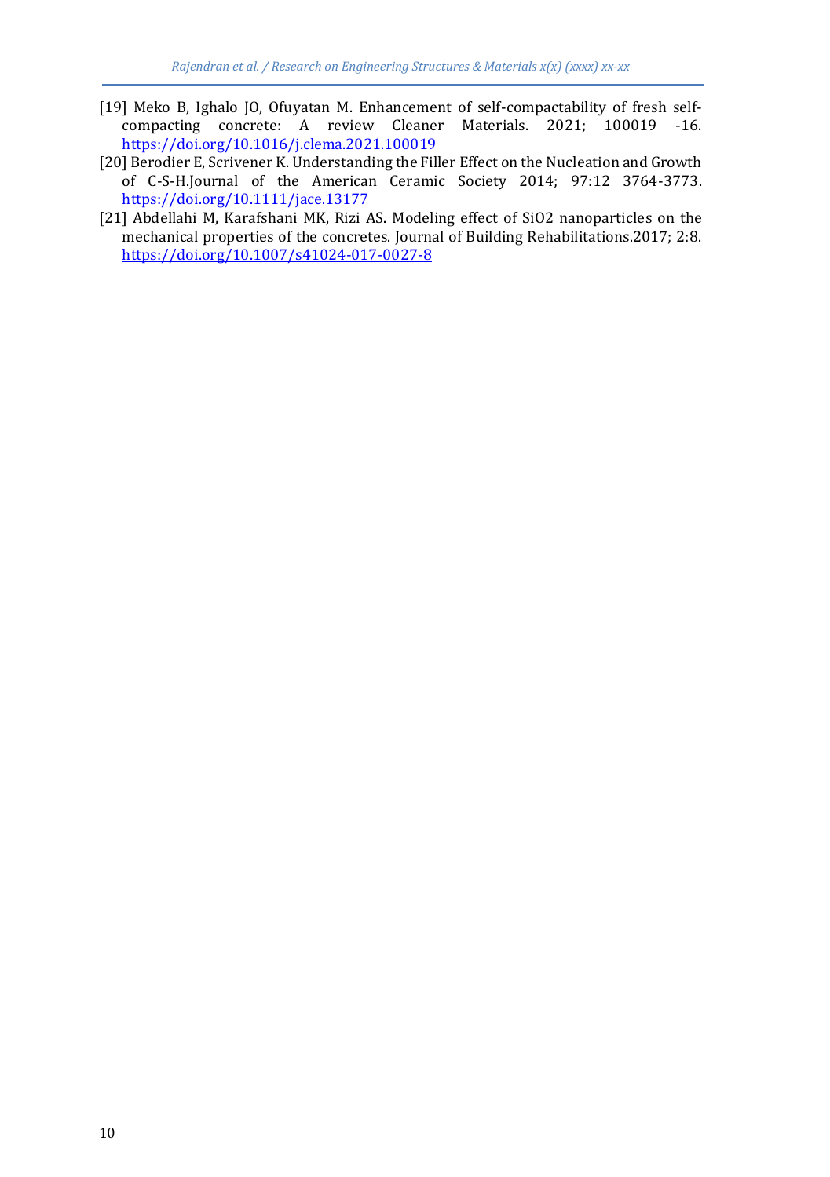[19] Meko B, Ighalo JO, Ofuyatan M. Enhancement of self-compactability of fresh self-compacting concrete: A review Cleaner Materials. 2021; 100019 -16. https://doi.org/10.1016/j.clema.2021.100019

[20] Berodier E, Scrivener K. Understanding the Filler Effect on the Nucleation and Growth of C-S-H.Journal of the American Ceramic Society 2014; 97:12 3764-3773. https://doi.org/10.1111/jace.13177

[21] Abdellahi M, Karafshani MK, Rizi AS. Modeling effect of SiO2 nanoparticles on the mechanical properties of the concretes. Journal of Building Rehabilitations.2017; 2:8. https://doi.org/10.1007/s41024-017-0027-8